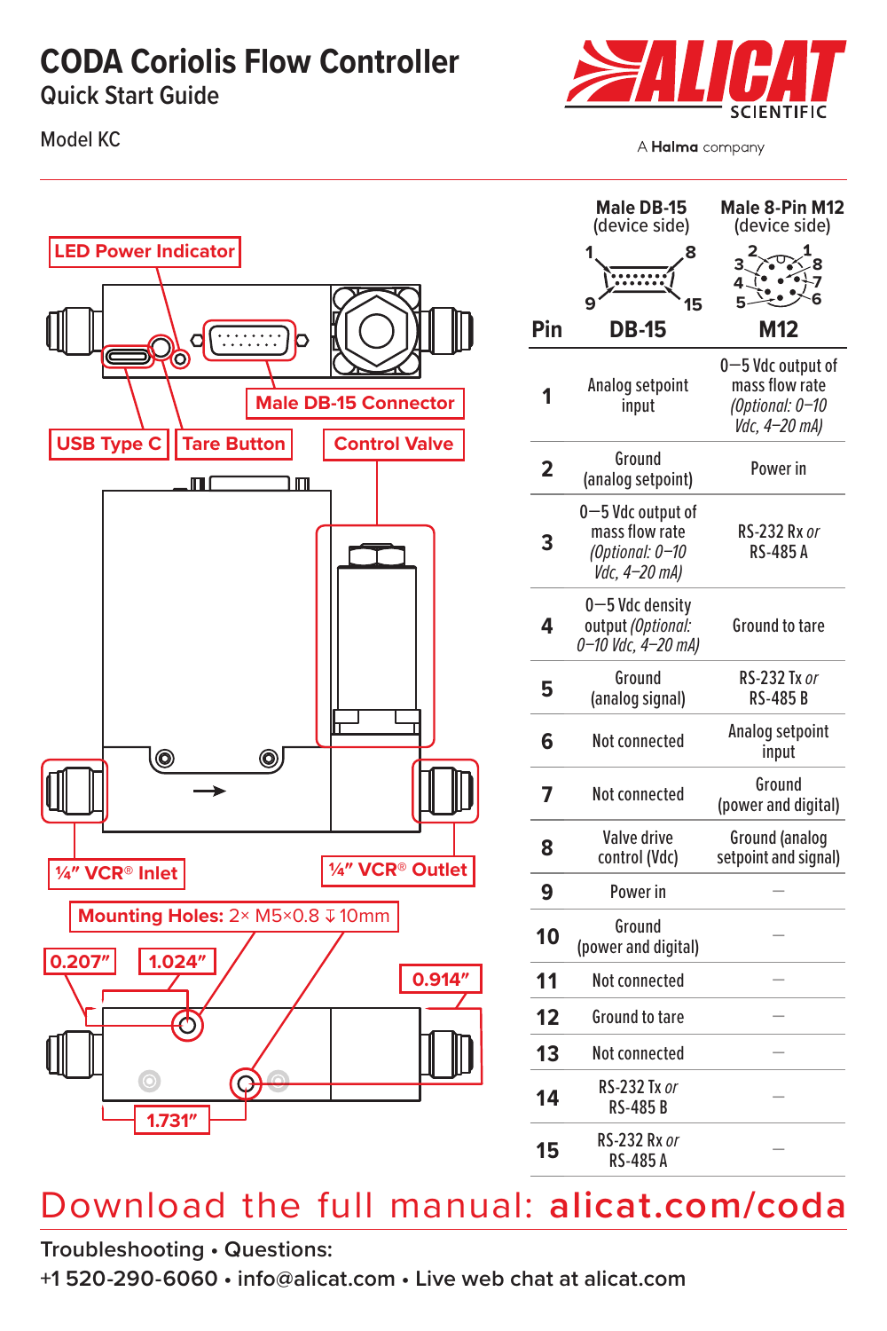# CODA Coriolis Flow Controller

## Quick Start Guide

Model KC

ALICAT SCIENTIFIC

A **Halma** company

LED Power Indicator

USB Type C

Tare Button

Male DB-15 Connector

Control Valve

¼″ VCR® Inlet

¼″ VCR® Outlet

**Mounting Holes:** 2× M5×0.8 ↧10mm

0.207″

1.024″

0.914″

1.731″

| Pin | Male DB-15 (device side) DB-15 | Male 8-Pin M12 (device side) M12 |
|---|---|---|
| 1 | Analog setpoint input | 0—5 Vdc output of mass flow rate *(Optional: 0–10 Vdc, 4–20 mA)* |
| 2 | Ground (analog setpoint) | Power in |
| 3 | 0—5 Vdc output of mass flow rate *(Optional: 0–10 Vdc, 4–20 mA)* | RS-232 Rx *or* RS-485 A |
| 4 | 0—5 Vdc density output *(Optional: 0–10 Vdc, 4–20 mA)* | Ground to tare |
| 5 | Ground (analog signal) | RS-232 Tx *or* RS-485 B |
| 6 | Not connected | Analog setpoint input |
| 7 | Not connected | Ground (power and digital) |
| 8 | Valve drive control (Vdc) | Ground (analog setpoint and signal) |
| 9 | Power in | – |
| 10 | Ground (power and digital) | – |
| 11 | Not connected | – |
| 12 | Ground to tare | – |
| 13 | Not connected | – |
| 14 | RS-232 Tx *or* RS-485 B | – |
| 15 | RS-232 Rx *or* RS-485 A | – |

## Download the full manual: **alicat.com/coda**

**Troubleshooting • Questions:**

**+1 520-290-6060 • info@alicat.com • Live web chat at alicat.com**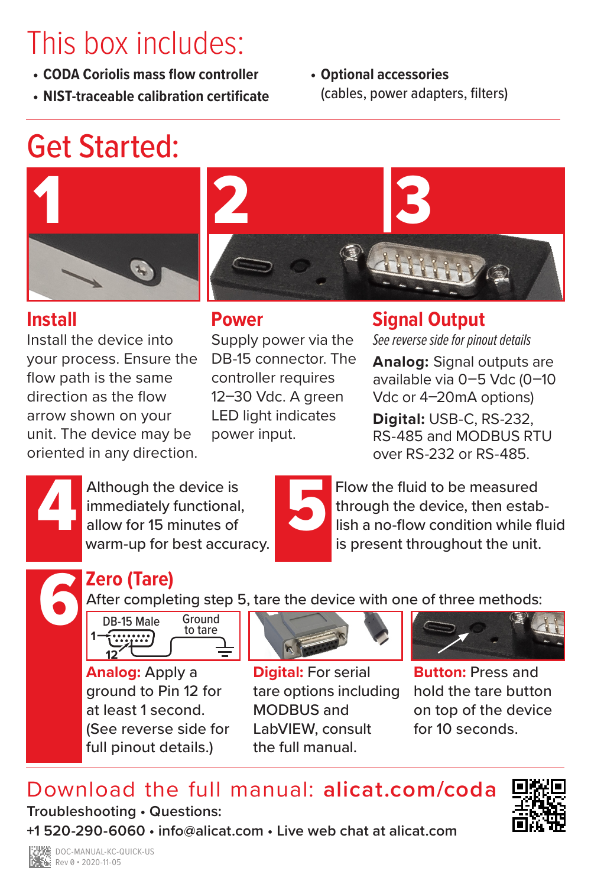# This box includes:

- **CODA Coriolis mass flow controller**
- **NIST-traceable calibration certificate**
- **Optional accessories** (cables, power adapters, filters)

# Get Started:

## 1 Install

Install the device into your process. Ensure the flow path is the same direction as the flow arrow shown on your unit. The device may be oriented in any direction.

## 2 Power

Supply power via the DB-15 connector. The controller requires 12–30 Vdc. A green LED light indicates power input.

## 3 Signal Output

*See reverse side for pinout details*

**Analog:** Signal outputs are available via 0–5 Vdc (0–10 Vdc or 4–20mA options)

**Digital:** USB-C, RS-232, RS-485 and MODBUS RTU over RS-232 or RS-485.

## 4

Although the device is immediately functional, allow for 15 minutes of warm-up for best accuracy.

## 5

Flow the fluid to be measured through the device, then establish a no-flow condition while fluid is present throughout the unit.

## 6 Zero (Tare)

After completing step 5, tare the device with one of three methods:

DB-15 Male
1
12
Ground to tare

**Analog:** Apply a ground to Pin 12 for at least 1 second. (See reverse side for full pinout details.)

**Digital:** For serial tare options including MODBUS and LabVIEW, consult the full manual.

**Button:** Press and hold the tare button on top of the device for 10 seconds.

Download the full manual: **alicat.com/coda**

**Troubleshooting • Questions:**

**+1 520-290-6060 • info@alicat.com • Live web chat at alicat.com**

DOC-MANUAL-KC-QUICK-US
Rev 0 • 2020-11-05